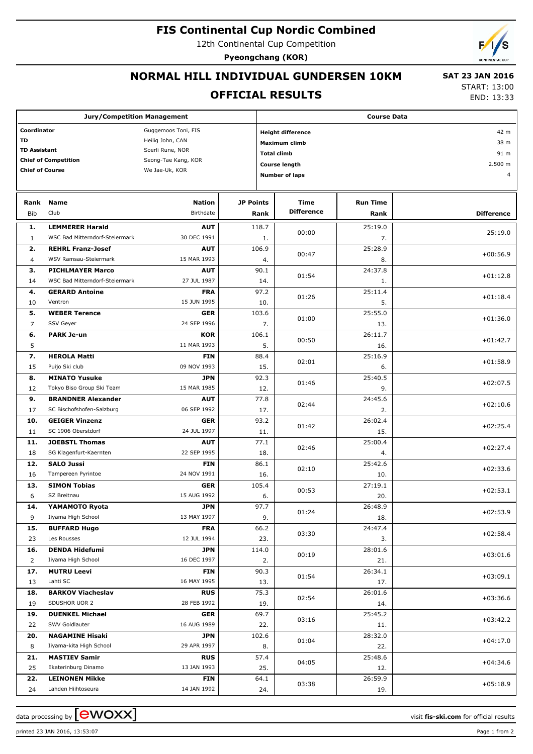# FIS Continental Cup Nordic Combined

12th Continental Cup Competition

**Pyeongchang (KOR)**

## NORMAL HILL INDIVIDUAL GUNDERSEN 10KM

## OFFICIAL RESULTS

**SAT 23 JAN 2016**

START: 13:00

END: 13:33

| Jury/Competition Management | |
|---|---|
| Coordinator | Guggemoos Toni, FIS |
| TD | Heilig John, CAN |
| TD Assistant | Soerli Rune, NOR |
| Chief of Competition | Seong-Tae Kang, KOR |
| Chief of Course | We Jae-Uk, KOR |

| Course Data | |
|---|---|
| Height difference | 42 m |
| Maximum climb | 38 m |
| Total climb | 91 m |
| Course length | 2.500 m |
| Number of laps | 4 |

| Rank | Bib | Name | Club | Nation | Birthdate | JP Points | JP Rank | Time Difference | Run Time | Run Rank | Difference |
|---|---|---|---|---|---|---|---|---|---|---|---|
| 1. | 1 | LEMMERER Harald | WSC Bad Mitterndorf-Steiermark | AUT | 30 DEC 1991 | 118.7 | 1. | 00:00 | 25:19.0 | 7. | 25:19.0 |
| 2. | 4 | REHRL Franz-Josef | WSV Ramsau-Steiermark | AUT | 15 MAR 1993 | 106.9 | 4. | 00:47 | 25:28.9 | 8. | +00:56.9 |
| 3. | 14 | PICHLMAYER Marco | WSC Bad Mitterndorf-Steiermark | AUT | 27 JUL 1987 | 90.1 | 14. | 01:54 | 24:37.8 | 1. | +01:12.8 |
| 4. | 10 | GERARD Antoine | Ventron | FRA | 15 JUN 1995 | 97.2 | 10. | 01:26 | 25:11.4 | 5. | +01:18.4 |
| 5. | 7 | WEBER Terence | SSV Geyer | GER | 24 SEP 1996 | 103.6 | 7. | 01:00 | 25:55.0 | 13. | +01:36.0 |
| 6. | 5 | PARK Je-un | | KOR | 11 MAR 1993 | 106.1 | 5. | 00:50 | 26:11.7 | 16. | +01:42.7 |
| 7. | 15 | HEROLA Matti | Puijo Ski club | FIN | 09 NOV 1993 | 88.4 | 15. | 02:01 | 25:16.9 | 6. | +01:58.9 |
| 8. | 12 | MINATO Yusuke | Tokyo Biso Group Ski Team | JPN | 15 MAR 1985 | 92.3 | 12. | 01:46 | 25:40.5 | 9. | +02:07.5 |
| 9. | 17 | BRANDNER Alexander | SC Bischofshofen-Salzburg | AUT | 06 SEP 1992 | 77.8 | 17. | 02:44 | 24:45.6 | 2. | +02:10.6 |
| 10. | 11 | GEIGER Vinzenz | SC 1906 Oberstdorf | GER | 24 JUL 1997 | 93.2 | 11. | 01:42 | 26:02.4 | 15. | +02:25.4 |
| 11. | 18 | JOEBSTL Thomas | SG Klagenfurt-Kaernten | AUT | 22 SEP 1995 | 77.1 | 18. | 02:46 | 25:00.4 | 4. | +02:27.4 |
| 12. | 16 | SALO Jussi | Tampereen Pyrintoe | FIN | 24 NOV 1991 | 86.1 | 16. | 02:10 | 25:42.6 | 10. | +02:33.6 |
| 13. | 6 | SIMON Tobias | SZ Breitnau | GER | 15 AUG 1992 | 105.4 | 6. | 00:53 | 27:19.1 | 20. | +02:53.1 |
| 14. | 9 | YAMAMOTO Ryota | Iiyama High School | JPN | 13 MAY 1997 | 97.7 | 9. | 01:24 | 26:48.9 | 18. | +02:53.9 |
| 15. | 23 | BUFFARD Hugo | Les Rousses | FRA | 12 JUL 1994 | 66.2 | 23. | 03:30 | 24:47.4 | 3. | +02:58.4 |
| 16. | 2 | DENDA Hidefumi | Iiyama High School | JPN | 16 DEC 1997 | 114.0 | 2. | 00:19 | 28:01.6 | 21. | +03:01.6 |
| 17. | 13 | MUTRU Leevi | Lahti SC | FIN | 16 MAY 1995 | 90.3 | 13. | 01:54 | 26:34.1 | 17. | +03:09.1 |
| 18. | 19 | BARKOV Viacheslav | SDUSHOR UOR 2 | RUS | 28 FEB 1992 | 75.3 | 19. | 02:54 | 26:01.6 | 14. | +03:36.6 |
| 19. | 22 | DUENKEL Michael | SWV Goldlauter | GER | 16 AUG 1989 | 69.7 | 22. | 03:16 | 25:45.2 | 11. | +03:42.2 |
| 20. | 8 | NAGAMINE Hisaki | Iiyama-kita High School | JPN | 29 APR 1997 | 102.6 | 8. | 01:04 | 28:32.0 | 22. | +04:17.0 |
| 21. | 25 | MASTIEV Samir | Ekaterinburg Dinamo | RUS | 13 JAN 1993 | 57.4 | 25. | 04:05 | 25:48.6 | 12. | +04:34.6 |
| 22. | 24 | LEINONEN Mikke | Lahden Hiihtoseura | FIN | 14 JAN 1992 | 64.1 | 24. | 03:38 | 26:59.9 | 19. | +05:18.9 |

data processing by ewoxx — visit **fis-ski.com** for official results

printed 23 JAN 2016, 13:53:07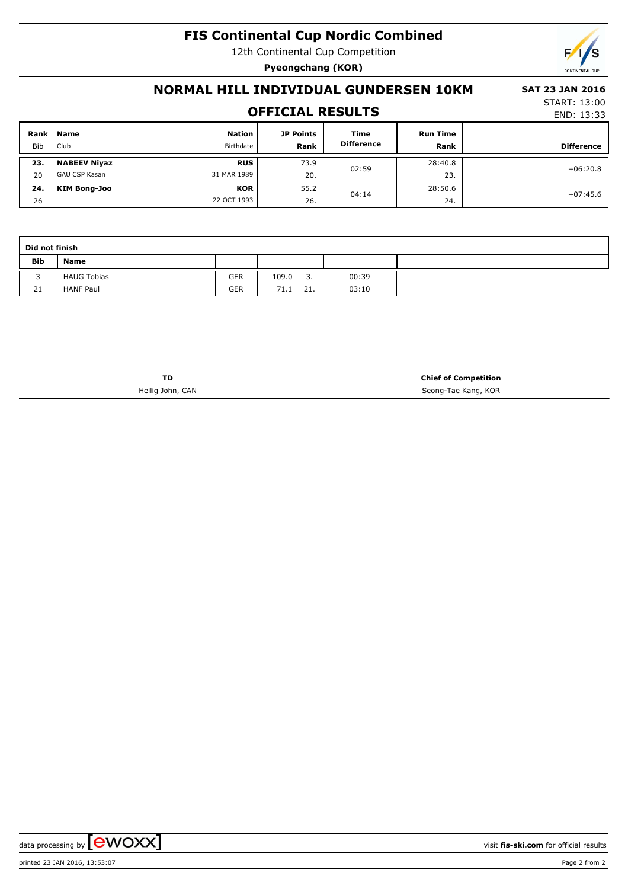# FIS Continental Cup Nordic Combined

12th Continental Cup Competition

**Pyeongchang (KOR)**

## NORMAL HILL INDIVIDUAL GUNDERSEN 10KM

**SAT 23 JAN 2016**

START: 13:00

END: 13:33

## OFFICIAL RESULTS

| Rank<br>Bib | Name<br>Club | Nation<br>Birthdate | JP Points<br>Rank | Time Difference | Run Time<br>Rank | Difference |
|---|---|---|---|---|---|---|
| **23.**<br>20 | **NABEEV Niyaz**<br>GAU CSP Kasan | **RUS**<br>31 MAR 1989 | 73.9<br>20. | 02:59 | 28:40.8<br>23. | +06:20.8 |
| **24.**<br>26 | **KIM Bong-Joo** | **KOR**<br>22 OCT 1993 | 55.2<br>26. | 04:14 | 28:50.6<br>24. | +07:45.6 |

**Did not finish**

| Bib | Name | | | | |
|---|---|---|---|---|---|
| 3 | HAUG Tobias | GER | 109.0 3. | 00:39 | |
| 21 | HANF Paul | GER | 71.1 21. | 03:10 | |

**TD**
Heilig John, CAN

**Chief of Competition**
Seong-Tae Kang, KOR

data processing by [ewoxx]

visit **fis-ski.com** for official results

printed 23 JAN 2016, 13:53:07